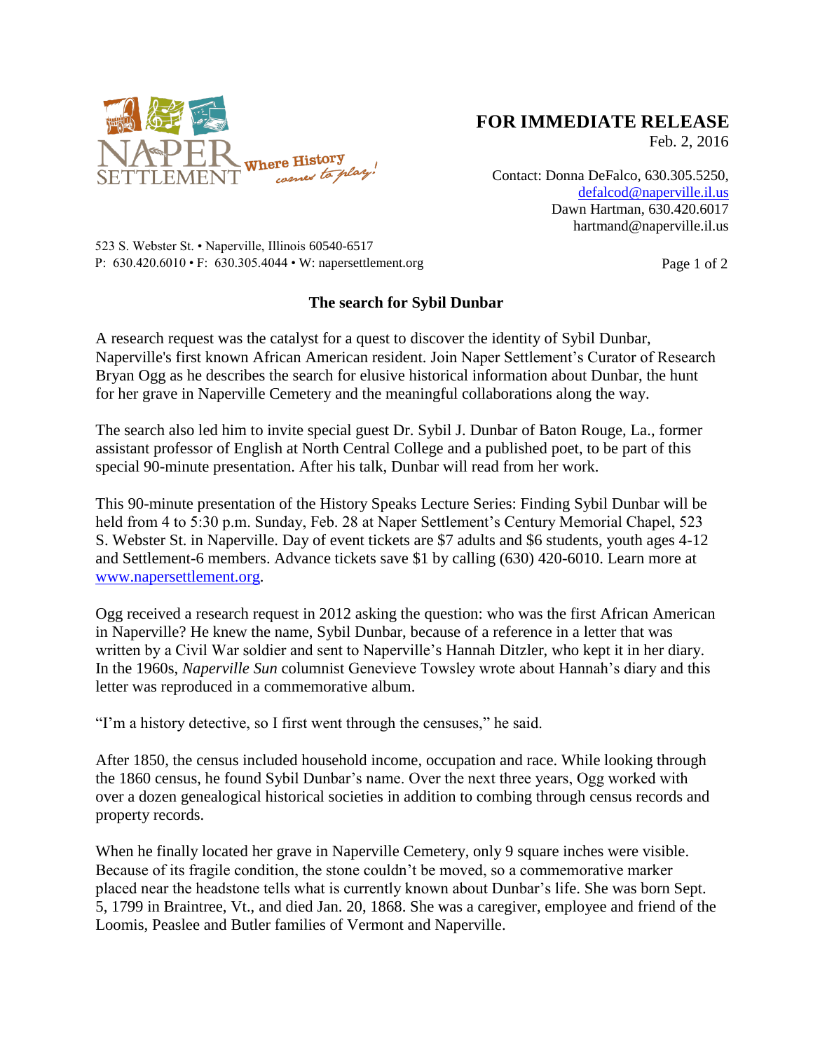Naper Settlement — Where History comes to play!

523 S. Webster St. • Naperville, Illinois 60540-6517
P: 630.420.6010 • F: 630.305.4044 • W: napersettlement.org

**FOR IMMEDIATE RELEASE**
Feb. 2, 2016

Contact: Donna DeFalco, 630.305.5250,
defalcod@naperville.il.us
Dawn Hartman, 630.420.6017
hartmand@naperville.il.us

## The search for Sybil Dunbar

A research request was the catalyst for a quest to discover the identity of Sybil Dunbar, Naperville's first known African American resident. Join Naper Settlement's Curator of Research Bryan Ogg as he describes the search for elusive historical information about Dunbar, the hunt for her grave in Naperville Cemetery and the meaningful collaborations along the way.

The search also led him to invite special guest Dr. Sybil J. Dunbar of Baton Rouge, La., former assistant professor of English at North Central College and a published poet, to be part of this special 90-minute presentation. After his talk, Dunbar will read from her work.

This 90-minute presentation of the History Speaks Lecture Series: Finding Sybil Dunbar will be held from 4 to 5:30 p.m. Sunday, Feb. 28 at Naper Settlement's Century Memorial Chapel, 523 S. Webster St. in Naperville. Day of event tickets are $7 adults and $6 students, youth ages 4-12 and Settlement-6 members. Advance tickets save $1 by calling (630) 420-6010. Learn more at www.napersettlement.org.

Ogg received a research request in 2012 asking the question: who was the first African American in Naperville? He knew the name, Sybil Dunbar, because of a reference in a letter that was written by a Civil War soldier and sent to Naperville's Hannah Ditzler, who kept it in her diary. In the 1960s, *Naperville Sun* columnist Genevieve Towsley wrote about Hannah's diary and this letter was reproduced in a commemorative album.

"I'm a history detective, so I first went through the censuses," he said.

After 1850, the census included household income, occupation and race. While looking through the 1860 census, he found Sybil Dunbar's name. Over the next three years, Ogg worked with over a dozen genealogical historical societies in addition to combing through census records and property records.

When he finally located her grave in Naperville Cemetery, only 9 square inches were visible. Because of its fragile condition, the stone couldn't be moved, so a commemorative marker placed near the headstone tells what is currently known about Dunbar's life. She was born Sept. 5, 1799 in Braintree, Vt., and died Jan. 20, 1868. She was a caregiver, employee and friend of the Loomis, Peaslee and Butler families of Vermont and Naperville.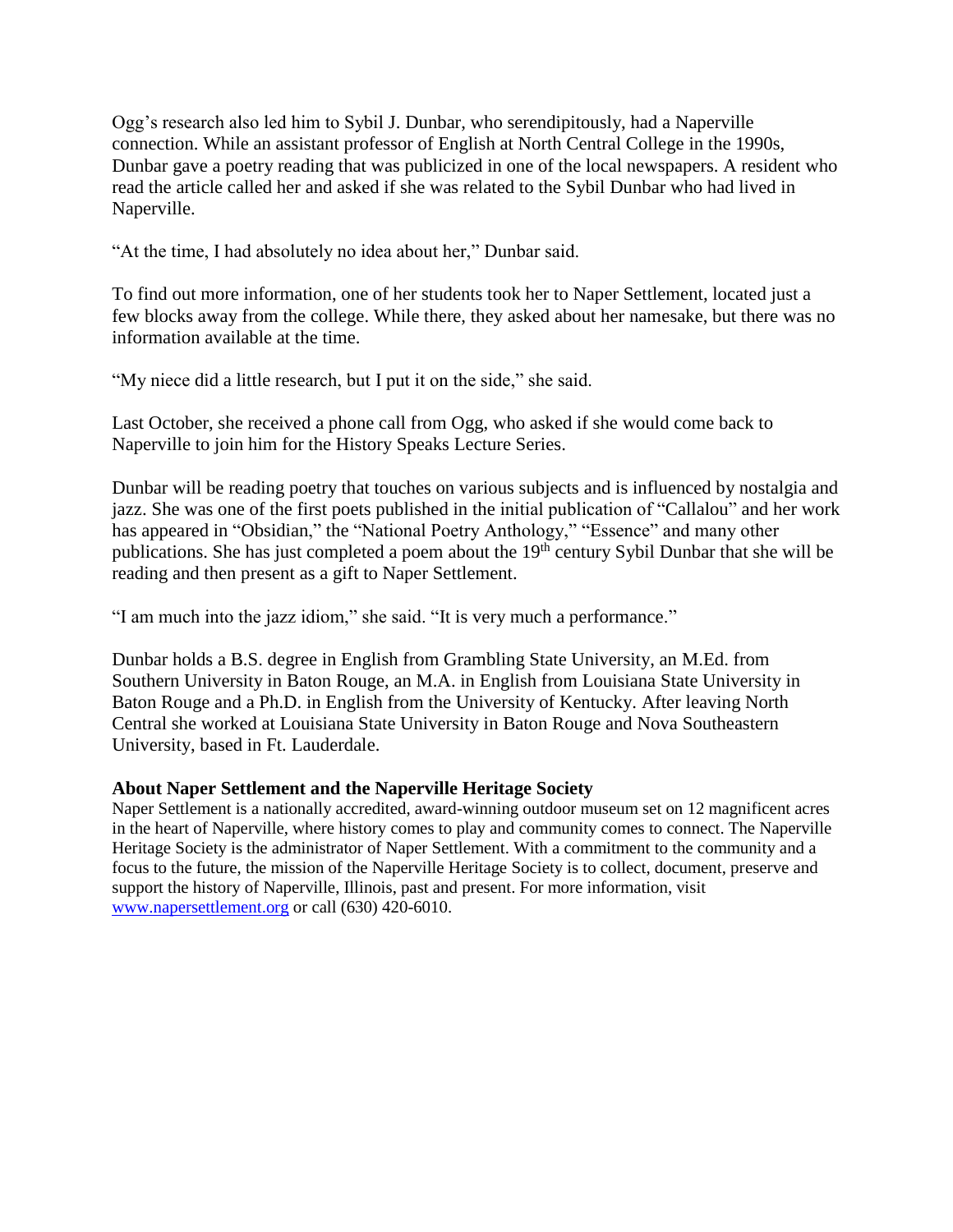Ogg's research also led him to Sybil J. Dunbar, who serendipitously, had a Naperville connection. While an assistant professor of English at North Central College in the 1990s, Dunbar gave a poetry reading that was publicized in one of the local newspapers. A resident who read the article called her and asked if she was related to the Sybil Dunbar who had lived in Naperville.

"At the time, I had absolutely no idea about her," Dunbar said.

To find out more information, one of her students took her to Naper Settlement, located just a few blocks away from the college. While there, they asked about her namesake, but there was no information available at the time.

"My niece did a little research, but I put it on the side," she said.

Last October, she received a phone call from Ogg, who asked if she would come back to Naperville to join him for the History Speaks Lecture Series.

Dunbar will be reading poetry that touches on various subjects and is influenced by nostalgia and jazz. She was one of the first poets published in the initial publication of "Callalou" and her work has appeared in "Obsidian," the "National Poetry Anthology," "Essence" and many other publications. She has just completed a poem about the 19th century Sybil Dunbar that she will be reading and then present as a gift to Naper Settlement.

"I am much into the jazz idiom," she said. "It is very much a performance."

Dunbar holds a B.S. degree in English from Grambling State University, an M.Ed. from Southern University in Baton Rouge, an M.A. in English from Louisiana State University in Baton Rouge and a Ph.D. in English from the University of Kentucky. After leaving North Central she worked at Louisiana State University in Baton Rouge and Nova Southeastern University, based in Ft. Lauderdale.

**About Naper Settlement and the Naperville Heritage Society**

Naper Settlement is a nationally accredited, award-winning outdoor museum set on 12 magnificent acres in the heart of Naperville, where history comes to play and community comes to connect. The Naperville Heritage Society is the administrator of Naper Settlement. With a commitment to the community and a focus to the future, the mission of the Naperville Heritage Society is to collect, document, preserve and support the history of Naperville, Illinois, past and present. For more information, visit [www.napersettlement.org](http://www.napersettlement.org) or call (630) 420-6010.